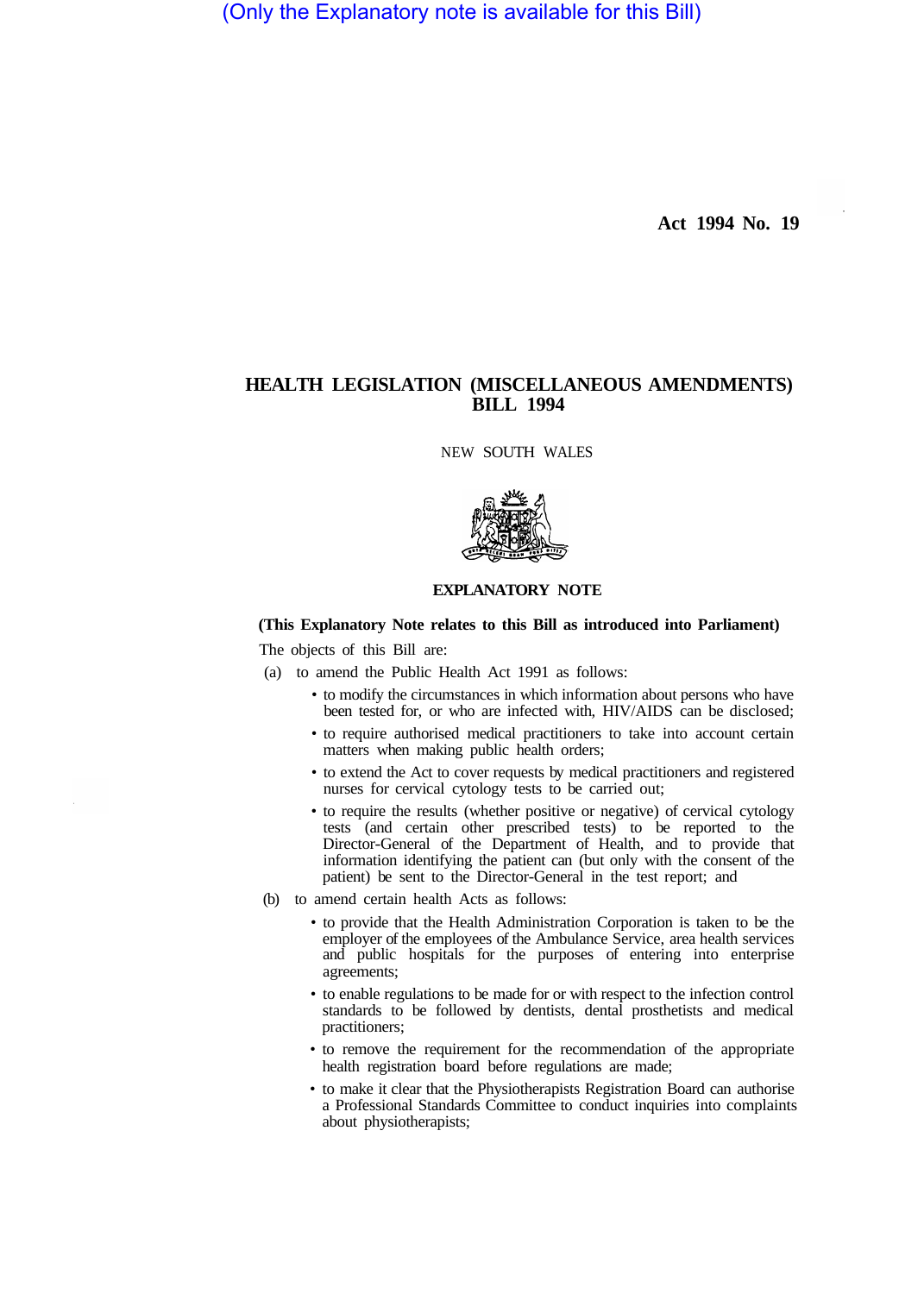(Only the Explanatory note is available for this Bill)

**Act 1994 No. 19**

# HEALTH LEGISLATION (MISCELLANEOUS AMENDMENTS) BILL 1994

NEW SOUTH WALES

## EXPLANATORY NOTE

**(This Explanatory Note relates to this Bill as introduced into Parliament)**

The objects of this Bill are:

(a) to amend the Public Health Act 1991 as follows:

- to modify the circumstances in which information about persons who have been tested for, or who are infected with, HIV/AIDS can be disclosed;
- to require authorised medical practitioners to take into account certain matters when making public health orders;
- to extend the Act to cover requests by medical practitioners and registered nurses for cervical cytology tests to be carried out;
- to require the results (whether positive or negative) of cervical cytology tests (and certain other prescribed tests) to be reported to the Director-General of the Department of Health, and to provide that information identifying the patient can (but only with the consent of the patient) be sent to the Director-General in the test report; and

(b) to amend certain health Acts as follows:

- to provide that the Health Administration Corporation is taken to be the employer of the employees of the Ambulance Service, area health services and public hospitals for the purposes of entering into enterprise agreements;
- to enable regulations to be made for or with respect to the infection control standards to be followed by dentists, dental prosthetists and medical practitioners;
- to remove the requirement for the recommendation of the appropriate health registration board before regulations are made;
- to make it clear that the Physiotherapists Registration Board can authorise a Professional Standards Committee to conduct inquiries into complaints about physiotherapists;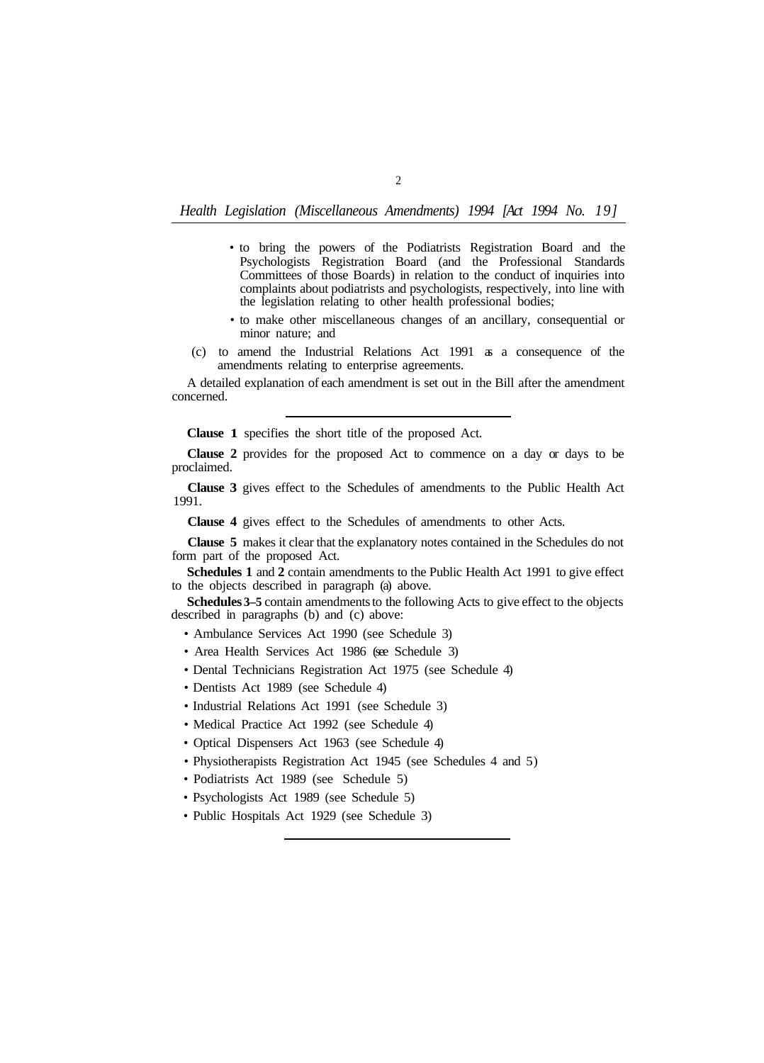- to bring the powers of the Podiatrists Registration Board and the Psychologists Registration Board (and the Professional Standards Committees of those Boards) in relation to the conduct of inquiries into complaints about podiatrists and psychologists, respectively, into line with the legislation relating to other health professional bodies;
- to make other miscellaneous changes of an ancillary, consequential or minor nature; and

(c) to amend the Industrial Relations Act 1991 as a consequence of the amendments relating to enterprise agreements.

A detailed explanation of each amendment is set out in the Bill after the amendment concerned.

---

**Clause 1** specifies the short title of the proposed Act.

**Clause 2** provides for the proposed Act to commence on a day or days to be proclaimed.

**Clause 3** gives effect to the Schedules of amendments to the Public Health Act 1991.

**Clause 4** gives effect to the Schedules of amendments to other Acts.

**Clause 5** makes it clear that the explanatory notes contained in the Schedules do not form part of the proposed Act.

**Schedules 1** and **2** contain amendments to the Public Health Act 1991 to give effect to the objects described in paragraph (a) above.

**Schedules 3–5** contain amendments to the following Acts to give effect to the objects described in paragraphs (b) and (c) above:

- Ambulance Services Act 1990 (see Schedule 3)
- Area Health Services Act 1986 (see Schedule 3)
- Dental Technicians Registration Act 1975 (see Schedule 4)
- Dentists Act 1989 (see Schedule 4)
- Industrial Relations Act 1991 (see Schedule 3)
- Medical Practice Act 1992 (see Schedule 4)
- Optical Dispensers Act 1963 (see Schedule 4)
- Physiotherapists Registration Act 1945 (see Schedules 4 and 5)
- Podiatrists Act 1989 (see Schedule 5)
- Psychologists Act 1989 (see Schedule 5)
- Public Hospitals Act 1929 (see Schedule 3)

---